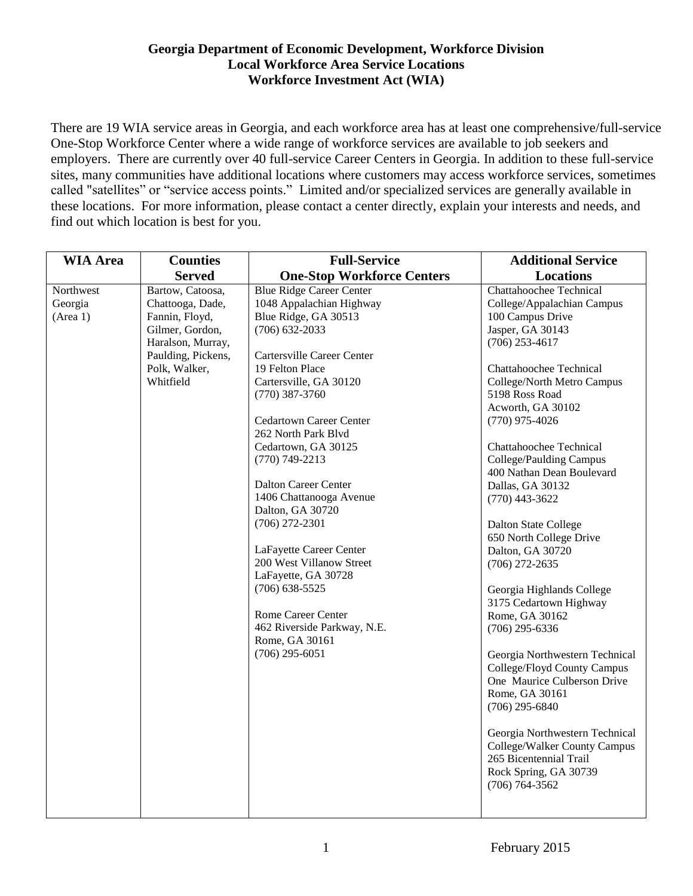**Georgia Department of Economic Development, Workforce Division**
**Local Workforce Area Service Locations**
**Workforce Investment Act (WIA)**

There are 19 WIA service areas in Georgia, and each workforce area has at least one comprehensive/full-service One-Stop Workforce Center where a wide range of workforce services are available to job seekers and employers. There are currently over 40 full-service Career Centers in Georgia. In addition to these full-service sites, many communities have additional locations where customers may access workforce services, sometimes called "satellites" or "service access points." Limited and/or specialized services are generally available in these locations. For more information, please contact a center directly, explain your interests and needs, and find out which location is best for you.

| WIA Area | Counties Served | Full-Service One-Stop Workforce Centers | Additional Service Locations |
|---|---|---|---|
| Northwest Georgia (Area 1) | Bartow, Catoosa, Chattooga, Dade, Fannin, Floyd, Gilmer, Gordon, Haralson, Murray, Paulding, Pickens, Polk, Walker, Whitfield | Blue Ridge Career Center<br>1048 Appalachian Highway<br>Blue Ridge, GA 30513<br>(706) 632-2033<br><br>Cartersville Career Center<br>19 Felton Place<br>Cartersville, GA 30120<br>(770) 387-3760<br><br>Cedartown Career Center<br>262 North Park Blvd<br>Cedartown, GA 30125<br>(770) 749-2213<br><br>Dalton Career Center<br>1406 Chattanooga Avenue<br>Dalton, GA 30720<br>(706) 272-2301<br><br>LaFayette Career Center<br>200 West Villanow Street<br>LaFayette, GA 30728<br>(706) 638-5525<br><br>Rome Career Center<br>462 Riverside Parkway, N.E.<br>Rome, GA 30161<br>(706) 295-6051 | Chattahoochee Technical College/Appalachian Campus<br>100 Campus Drive<br>Jasper, GA 30143<br>(706) 253-4617<br><br>Chattahoochee Technical College/North Metro Campus<br>5198 Ross Road<br>Acworth, GA 30102<br>(770) 975-4026<br><br>Chattahoochee Technical College/Paulding Campus<br>400 Nathan Dean Boulevard<br>Dallas, GA 30132<br>(770) 443-3622<br><br>Dalton State College<br>650 North College Drive<br>Dalton, GA 30720<br>(706) 272-2635<br><br>Georgia Highlands College<br>3175 Cedartown Highway<br>Rome, GA 30162<br>(706) 295-6336<br><br>Georgia Northwestern Technical College/Floyd County Campus<br>One Maurice Culberson Drive<br>Rome, GA 30161<br>(706) 295-6840<br><br>Georgia Northwestern Technical College/Walker County Campus<br>265 Bicentennial Trail<br>Rock Spring, GA 30739<br>(706) 764-3562 |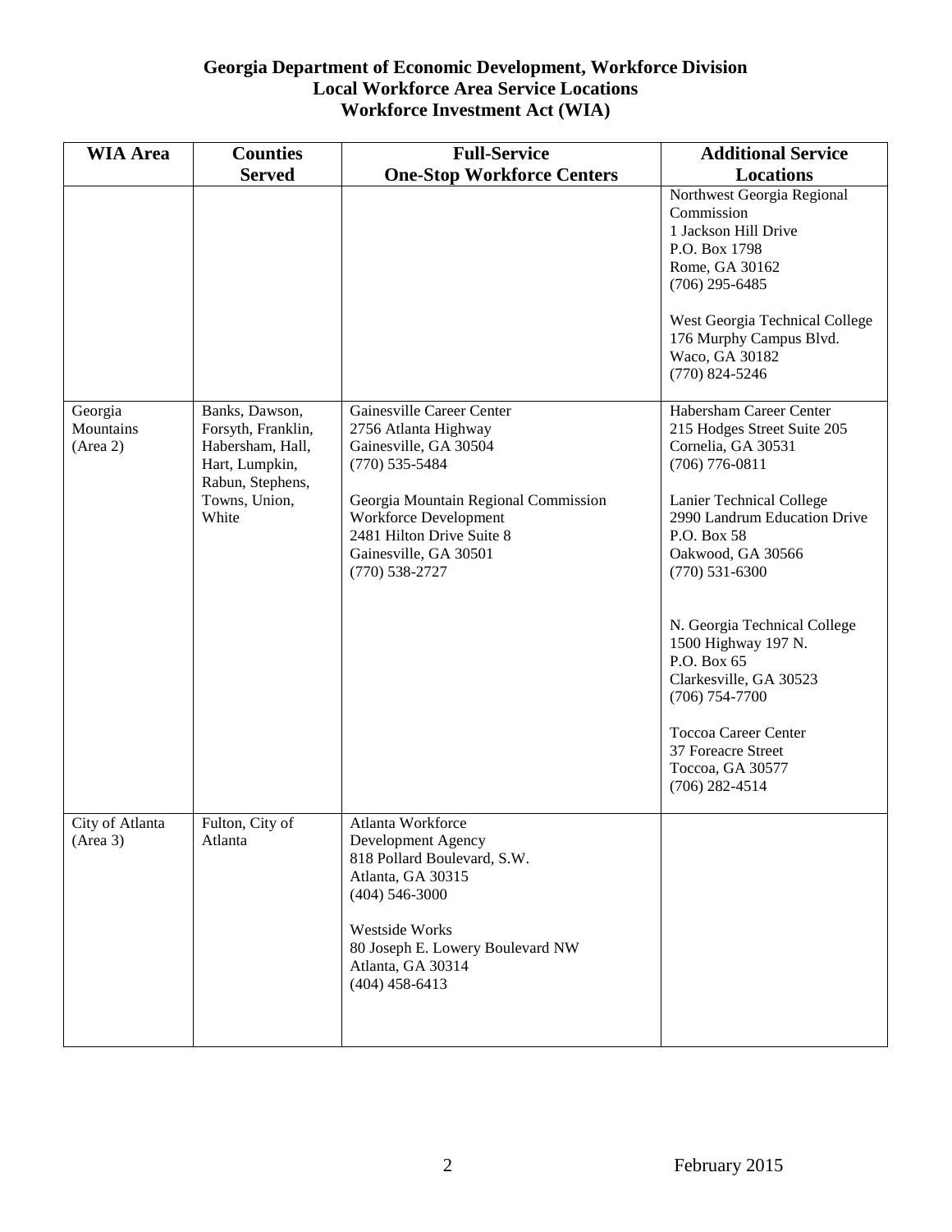# Georgia Department of Economic Development, Workforce Division
## Local Workforce Area Service Locations
## Workforce Investment Act (WIA)

| WIA Area | Counties Served | Full-Service One-Stop Workforce Centers | Additional Service Locations |
|---|---|---|---|
| | | | Northwest Georgia Regional Commission<br>1 Jackson Hill Drive<br>P.O. Box 1798<br>Rome, GA 30162<br>(706) 295-6485<br><br>West Georgia Technical College<br>176 Murphy Campus Blvd.<br>Waco, GA 30182<br>(770) 824-5246 |
| Georgia Mountains (Area 2) | Banks, Dawson, Forsyth, Franklin, Habersham, Hall, Hart, Lumpkin, Rabun, Stephens, Towns, Union, White | Gainesville Career Center<br>2756 Atlanta Highway<br>Gainesville, GA 30504<br>(770) 535-5484<br><br>Georgia Mountain Regional Commission<br>Workforce Development<br>2481 Hilton Drive Suite 8<br>Gainesville, GA 30501<br>(770) 538-2727 | Habersham Career Center<br>215 Hodges Street Suite 205<br>Cornelia, GA 30531<br>(706) 776-0811<br><br>Lanier Technical College<br>2990 Landrum Education Drive<br>P.O. Box 58<br>Oakwood, GA 30566<br>(770) 531-6300<br><br>N. Georgia Technical College<br>1500 Highway 197 N.<br>P.O. Box 65<br>Clarkesville, GA 30523<br>(706) 754-7700<br><br>Toccoa Career Center<br>37 Foreacre Street<br>Toccoa, GA 30577<br>(706) 282-4514 |
| City of Atlanta (Area 3) | Fulton, City of Atlanta | Atlanta Workforce Development Agency<br>818 Pollard Boulevard, S.W.<br>Atlanta, GA 30315<br>(404) 546-3000<br><br>Westside Works<br>80 Joseph E. Lowery Boulevard NW<br>Atlanta, GA 30314<br>(404) 458-6413 | |

February 2015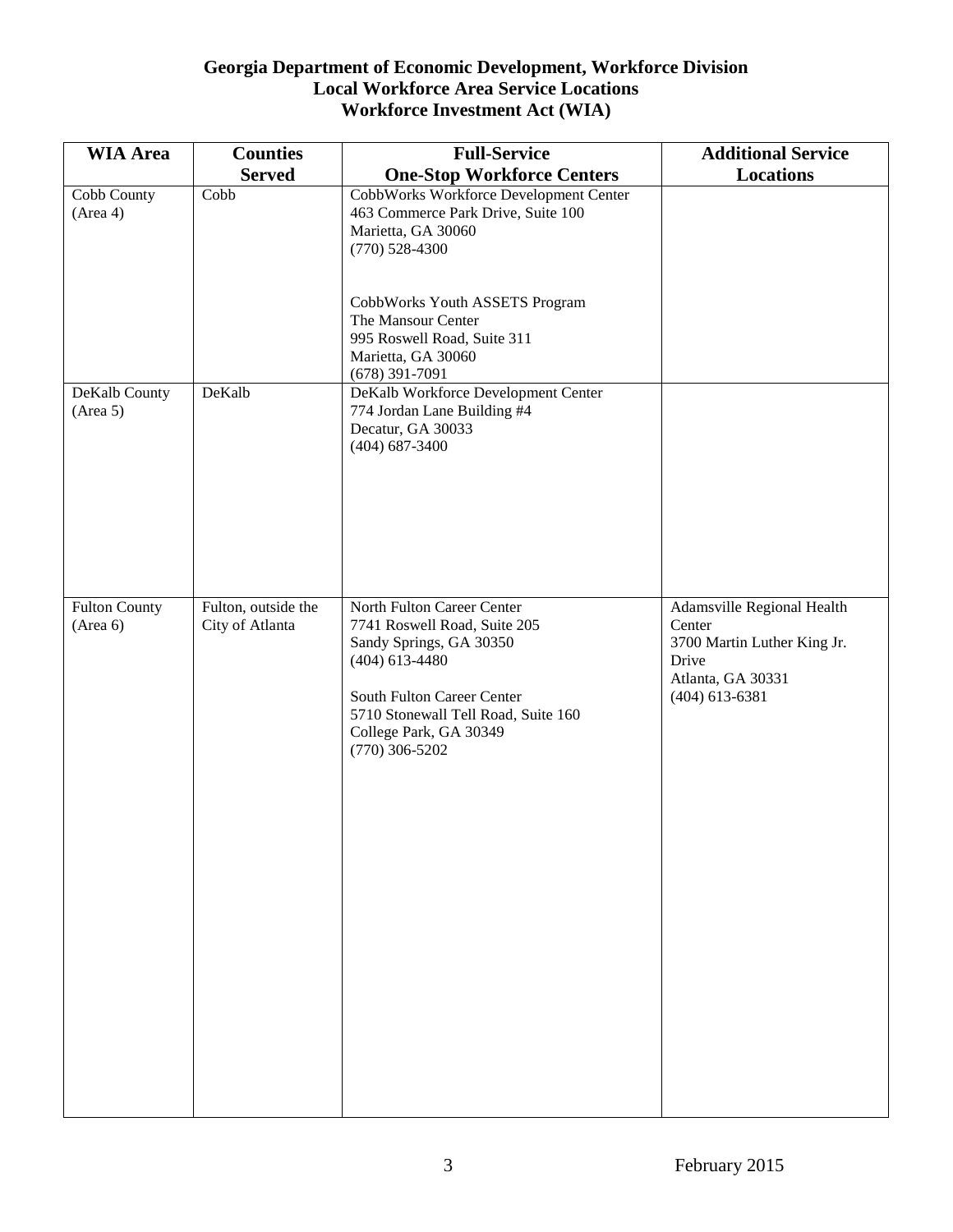**Georgia Department of Economic Development, Workforce Division**
**Local Workforce Area Service Locations**
**Workforce Investment Act (WIA)**

| WIA Area | Counties Served | Full-Service One-Stop Workforce Centers | Additional Service Locations |
|---|---|---|---|
| Cobb County (Area 4) | Cobb | CobbWorks Workforce Development Center<br>463 Commerce Park Drive, Suite 100<br>Marietta, GA 30060<br>(770) 528-4300<br><br>CobbWorks Youth ASSETS Program<br>The Mansour Center<br>995 Roswell Road, Suite 311<br>Marietta, GA 30060<br>(678) 391-7091 | |
| DeKalb County (Area 5) | DeKalb | DeKalb Workforce Development Center<br>774 Jordan Lane Building #4<br>Decatur, GA 30033<br>(404) 687-3400 | |
| Fulton County (Area 6) | Fulton, outside the City of Atlanta | North Fulton Career Center<br>7741 Roswell Road, Suite 205<br>Sandy Springs, GA 30350<br>(404) 613-4480<br><br>South Fulton Career Center<br>5710 Stonewall Tell Road, Suite 160<br>College Park, GA 30349<br>(770) 306-5202 | Adamsville Regional Health Center<br>3700 Martin Luther King Jr. Drive<br>Atlanta, GA 30331<br>(404) 613-6381 |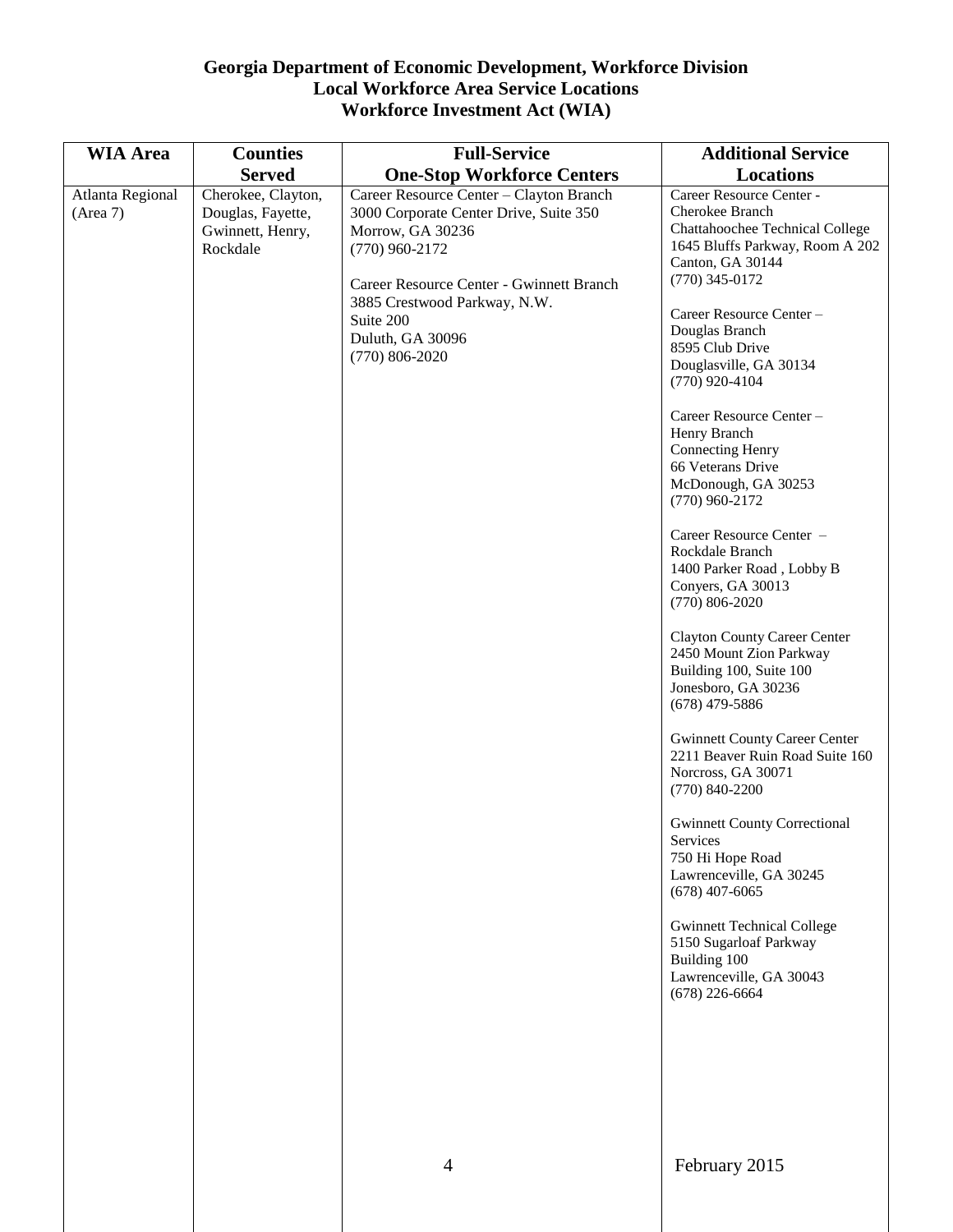## Georgia Department of Economic Development, Workforce Division
## Local Workforce Area Service Locations
## Workforce Investment Act (WIA)

| WIA Area | Counties Served | Full-Service One-Stop Workforce Centers | Additional Service Locations |
|---|---|---|---|
| Atlanta Regional (Area 7) | Cherokee, Clayton, Douglas, Fayette, Gwinnett, Henry, Rockdale | Career Resource Center – Clayton Branch<br>3000 Corporate Center Drive, Suite 350<br>Morrow, GA 30236<br>(770) 960-2172<br><br>Career Resource Center - Gwinnett Branch<br>3885 Crestwood Parkway, N.W.<br>Suite 200<br>Duluth, GA 30096<br>(770) 806-2020 | Career Resource Center - Cherokee Branch<br>Chattahoochee Technical College<br>1645 Bluffs Parkway, Room A 202<br>Canton, GA 30144<br>(770) 345-0172<br><br>Career Resource Center – Douglas Branch<br>8595 Club Drive<br>Douglasville, GA 30134<br>(770) 920-4104<br><br>Career Resource Center – Henry Branch<br>Connecting Henry<br>66 Veterans Drive<br>McDonough, GA 30253<br>(770) 960-2172<br><br>Career Resource Center – Rockdale Branch<br>1400 Parker Road , Lobby B<br>Conyers, GA 30013<br>(770) 806-2020<br><br>Clayton County Career Center<br>2450 Mount Zion Parkway<br>Building 100, Suite 100<br>Jonesboro, GA 30236<br>(678) 479-5886<br><br>Gwinnett County Career Center<br>2211 Beaver Ruin Road Suite 160<br>Norcross, GA 30071<br>(770) 840-2200<br><br>Gwinnett County Correctional Services<br>750 Hi Hope Road<br>Lawrenceville, GA 30245<br>(678) 407-6065<br><br>Gwinnett Technical College<br>5150 Sugarloaf Parkway<br>Building 100<br>Lawrenceville, GA 30043<br>(678) 226-6664 |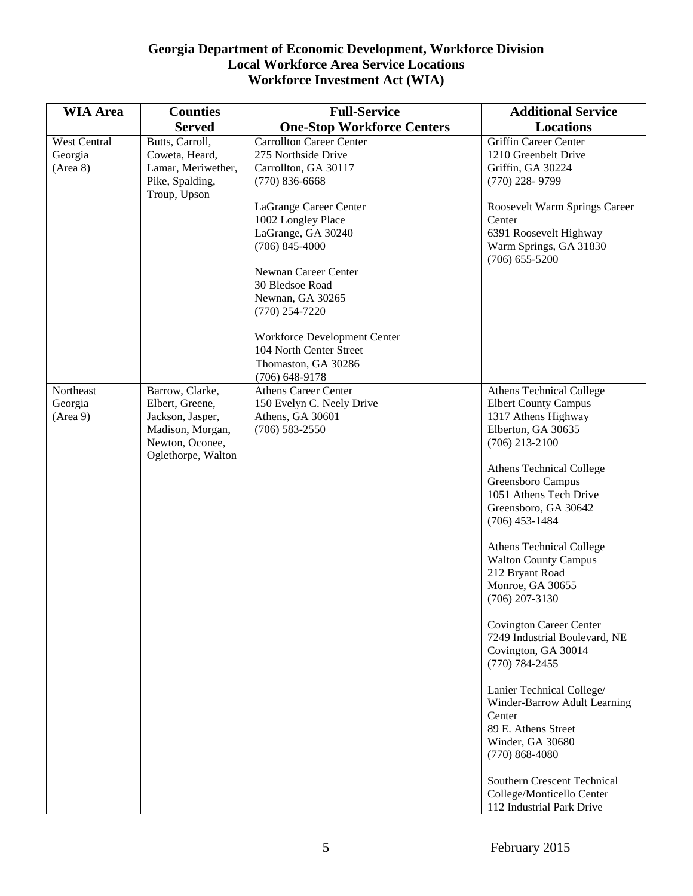**Georgia Department of Economic Development, Workforce Division**
**Local Workforce Area Service Locations**
**Workforce Investment Act (WIA)**

| WIA Area | Counties Served | Full-Service One-Stop Workforce Centers | Additional Service Locations |
|---|---|---|---|
| West Central Georgia (Area 8) | Butts, Carroll, Coweta, Heard, Lamar, Meriwether, Pike, Spalding, Troup, Upson | Carrollton Career Center<br>275 Northside Drive<br>Carrollton, GA 30117<br>(770) 836-6668<br><br>LaGrange Career Center<br>1002 Longley Place<br>LaGrange, GA 30240<br>(706) 845-4000<br><br>Newnan Career Center<br>30 Bledsoe Road<br>Newnan, GA 30265<br>(770) 254-7220<br><br>Workforce Development Center<br>104 North Center Street<br>Thomaston, GA 30286<br>(706) 648-9178 | Griffin Career Center<br>1210 Greenbelt Drive<br>Griffin, GA 30224<br>(770) 228- 9799<br><br>Roosevelt Warm Springs Career Center<br>6391 Roosevelt Highway<br>Warm Springs, GA 31830<br>(706) 655-5200 |
| Northeast Georgia (Area 9) | Barrow, Clarke, Elbert, Greene, Jackson, Jasper, Madison, Morgan, Newton, Oconee, Oglethorpe, Walton | Athens Career Center<br>150 Evelyn C. Neely Drive<br>Athens, GA 30601<br>(706) 583-2550 | Athens Technical College<br>Elbert County Campus<br>1317 Athens Highway<br>Elberton, GA 30635<br>(706) 213-2100<br><br>Athens Technical College<br>Greensboro Campus<br>1051 Athens Tech Drive<br>Greensboro, GA 30642<br>(706) 453-1484<br><br>Athens Technical College<br>Walton County Campus<br>212 Bryant Road<br>Monroe, GA 30655<br>(706) 207-3130<br><br>Covington Career Center<br>7249 Industrial Boulevard, NE<br>Covington, GA 30014<br>(770) 784-2455<br><br>Lanier Technical College/<br>Winder-Barrow Adult Learning Center<br>89 E. Athens Street<br>Winder, GA 30680<br>(770) 868-4080<br><br>Southern Crescent Technical College/Monticello Center<br>112 Industrial Park Drive |

February 2015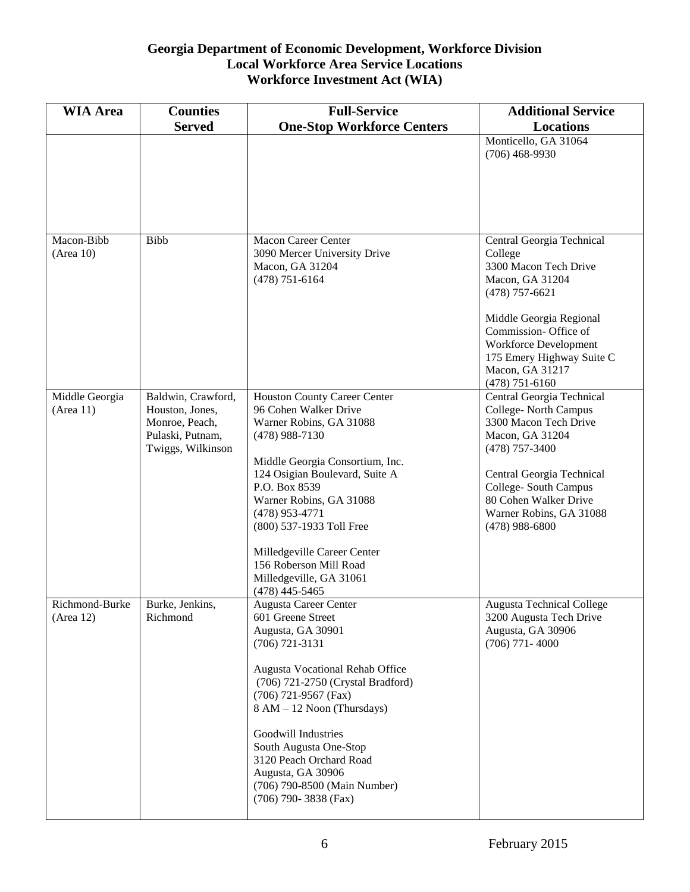**Georgia Department of Economic Development, Workforce Division**
**Local Workforce Area Service Locations**
**Workforce Investment Act (WIA)**

| WIA Area | Counties Served | Full-Service One-Stop Workforce Centers | Additional Service Locations |
|---|---|---|---|
| | | | Monticello, GA 31064<br>(706) 468-9930 |
| Macon-Bibb<br>(Area 10) | Bibb | Macon Career Center<br>3090 Mercer University Drive<br>Macon, GA 31204<br>(478) 751-6164 | Central Georgia Technical College<br>3300 Macon Tech Drive<br>Macon, GA 31204<br>(478) 757-6621<br><br>Middle Georgia Regional Commission- Office of Workforce Development<br>175 Emery Highway Suite C<br>Macon, GA 31217<br>(478) 751-6160 |
| Middle Georgia<br>(Area 11) | Baldwin, Crawford, Houston, Jones, Monroe, Peach, Pulaski, Putnam, Twiggs, Wilkinson | Houston County Career Center<br>96 Cohen Walker Drive<br>Warner Robins, GA 31088<br>(478) 988-7130<br><br>Middle Georgia Consortium, Inc.<br>124 Osigian Boulevard, Suite A<br>P.O. Box 8539<br>Warner Robins, GA 31088<br>(478) 953-4771<br>(800) 537-1933 Toll Free<br><br>Milledgeville Career Center<br>156 Roberson Mill Road<br>Milledgeville, GA 31061<br>(478) 445-5465 | Central Georgia Technical College- North Campus<br>3300 Macon Tech Drive<br>Macon, GA 31204<br>(478) 757-3400<br><br>Central Georgia Technical College- South Campus<br>80 Cohen Walker Drive<br>Warner Robins, GA 31088<br>(478) 988-6800 |
| Richmond-Burke<br>(Area 12) | Burke, Jenkins, Richmond | Augusta Career Center<br>601 Greene Street<br>Augusta, GA 30901<br>(706) 721-3131<br><br>Augusta Vocational Rehab Office<br>(706) 721-2750 (Crystal Bradford)<br>(706) 721-9567 (Fax)<br>8 AM – 12 Noon (Thursdays)<br><br>Goodwill Industries<br>South Augusta One-Stop<br>3120 Peach Orchard Road<br>Augusta, GA 30906<br>(706) 790-8500 (Main Number)<br>(706) 790- 3838 (Fax) | Augusta Technical College<br>3200 Augusta Tech Drive<br>Augusta, GA 30906<br>(706) 771- 4000 |

February 2015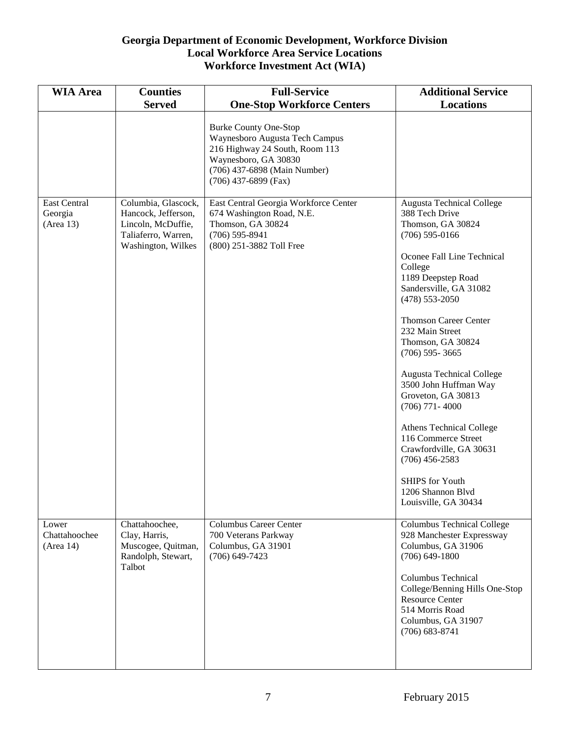# Georgia Department of Economic Development, Workforce Division
## Local Workforce Area Service Locations
## Workforce Investment Act (WIA)

| WIA Area | Counties Served | Full-Service One-Stop Workforce Centers | Additional Service Locations |
|---|---|---|---|
| | | Burke County One-Stop<br>Waynesboro Augusta Tech Campus<br>216 Highway 24 South, Room 113<br>Waynesboro, GA 30830<br>(706) 437-6898 (Main Number)<br>(706) 437-6899 (Fax) | |
| East Central Georgia (Area 13) | Columbia, Glascock, Hancock, Jefferson, Lincoln, McDuffie, Taliaferro, Warren, Washington, Wilkes | East Central Georgia Workforce Center<br>674 Washington Road, N.E.<br>Thomson, GA 30824<br>(706) 595-8941<br>(800) 251-3882 Toll Free | Augusta Technical College<br>388 Tech Drive<br>Thomson, GA 30824<br>(706) 595-0166<br><br>Oconee Fall Line Technical College<br>1189 Deepstep Road<br>Sandersville, GA 31082<br>(478) 553-2050<br><br>Thomson Career Center<br>232 Main Street<br>Thomson, GA 30824<br>(706) 595- 3665<br><br>Augusta Technical College<br>3500 John Huffman Way<br>Groveton, GA 30813<br>(706) 771- 4000<br><br>Athens Technical College<br>116 Commerce Street<br>Crawfordville, GA 30631<br>(706) 456-2583<br><br>SHIPS for Youth<br>1206 Shannon Blvd<br>Louisville, GA 30434 |
| Lower Chattahoochee (Area 14) | Chattahoochee, Clay, Harris, Muscogee, Quitman, Randolph, Stewart, Talbot | Columbus Career Center<br>700 Veterans Parkway<br>Columbus, GA 31901<br>(706) 649-7423 | Columbus Technical College<br>928 Manchester Expressway<br>Columbus, GA 31906<br>(706) 649-1800<br><br>Columbus Technical College/Benning Hills One-Stop Resource Center<br>514 Morris Road<br>Columbus, GA 31907<br>(706) 683-8741 |

February 2015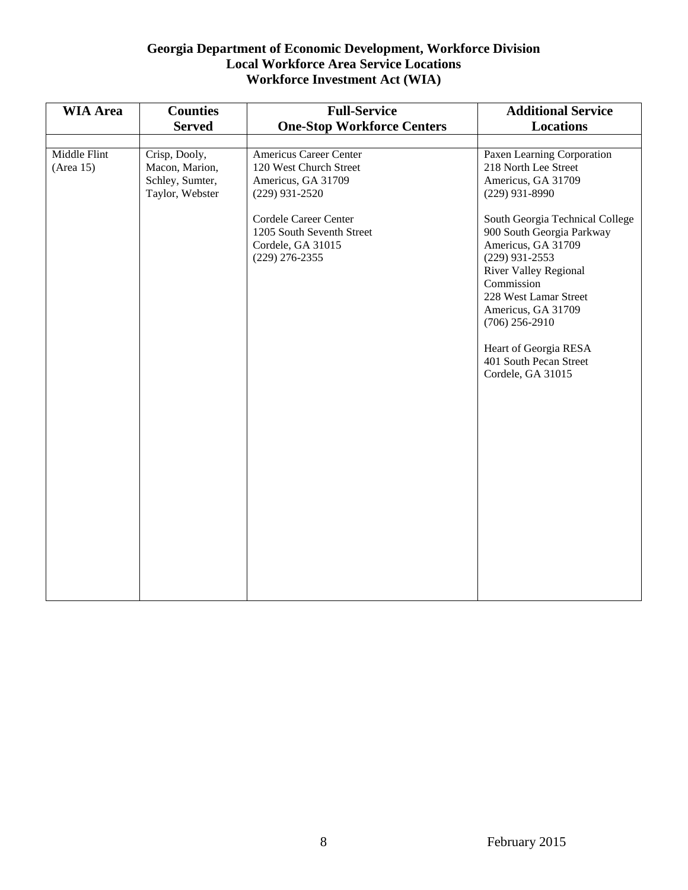**Georgia Department of Economic Development, Workforce Division**
**Local Workforce Area Service Locations**
**Workforce Investment Act (WIA)**

| WIA Area | Counties Served | Full-Service One-Stop Workforce Centers | Additional Service Locations |
|---|---|---|---|
| Middle Flint (Area 15) | Crisp, Dooly, Macon, Marion, Schley, Sumter, Taylor, Webster | Americus Career Center<br>120 West Church Street<br>Americus, GA 31709<br>(229) 931-2520<br><br>Cordele Career Center<br>1205 South Seventh Street<br>Cordele, GA 31015<br>(229) 276-2355 | Paxen Learning Corporation<br>218 North Lee Street<br>Americus, GA 31709<br>(229) 931-8990<br><br>South Georgia Technical College<br>900 South Georgia Parkway<br>Americus, GA 31709<br>(229) 931-2553<br>River Valley Regional Commission<br>228 West Lamar Street<br>Americus, GA 31709<br>(706) 256-2910<br><br>Heart of Georgia RESA<br>401 South Pecan Street<br>Cordele, GA 31015 |

February 2015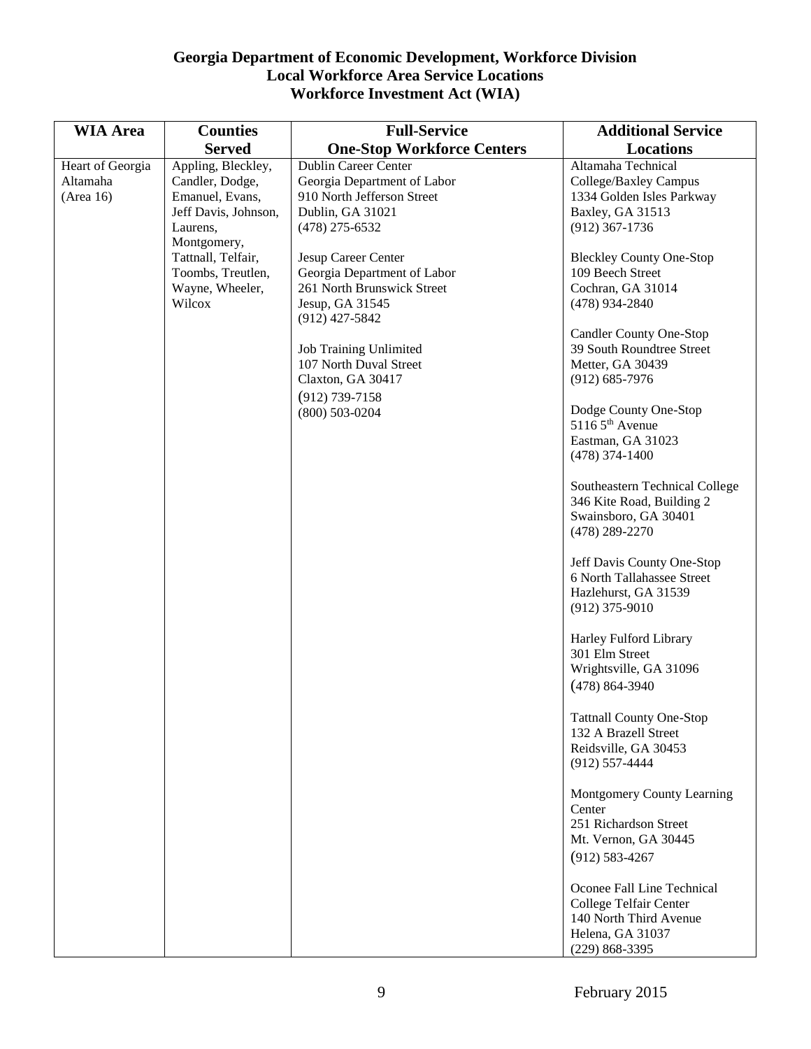**Georgia Department of Economic Development, Workforce Division**
**Local Workforce Area Service Locations**
**Workforce Investment Act (WIA)**

| WIA Area | Counties Served | Full-Service One-Stop Workforce Centers | Additional Service Locations |
|---|---|---|---|
| Heart of Georgia Altamaha (Area 16) | Appling, Bleckley, Candler, Dodge, Emanuel, Evans, Jeff Davis, Johnson, Laurens, Montgomery, Tattnall, Telfair, Toombs, Treutlen, Wayne, Wheeler, Wilcox | Dublin Career Center<br>Georgia Department of Labor<br>910 North Jefferson Street<br>Dublin, GA 31021<br>(478) 275-6532<br><br>Jesup Career Center<br>Georgia Department of Labor<br>261 North Brunswick Street<br>Jesup, GA 31545<br>(912) 427-5842<br><br>Job Training Unlimited<br>107 North Duval Street<br>Claxton, GA 30417<br>(912) 739-7158<br>(800) 503-0204 | Altamaha Technical College/Baxley Campus<br>1334 Golden Isles Parkway<br>Baxley, GA 31513<br>(912) 367-1736<br><br>Bleckley County One-Stop<br>109 Beech Street<br>Cochran, GA 31014<br>(478) 934-2840<br><br>Candler County One-Stop<br>39 South Roundtree Street<br>Metter, GA 30439<br>(912) 685-7976<br><br>Dodge County One-Stop<br>5116 5th Avenue<br>Eastman, GA 31023<br>(478) 374-1400<br><br>Southeastern Technical College<br>346 Kite Road, Building 2<br>Swainsboro, GA 30401<br>(478) 289-2270<br><br>Jeff Davis County One-Stop<br>6 North Tallahassee Street<br>Hazlehurst, GA 31539<br>(912) 375-9010<br><br>Harley Fulford Library<br>301 Elm Street<br>Wrightsville, GA 31096<br>(478) 864-3940<br><br>Tattnall County One-Stop<br>132 A Brazell Street<br>Reidsville, GA 30453<br>(912) 557-4444<br><br>Montgomery County Learning Center<br>251 Richardson Street<br>Mt. Vernon, GA 30445<br>(912) 583-4267<br><br>Oconee Fall Line Technical College Telfair Center<br>140 North Third Avenue<br>Helena, GA 31037<br>(229) 868-3395 |

February 2015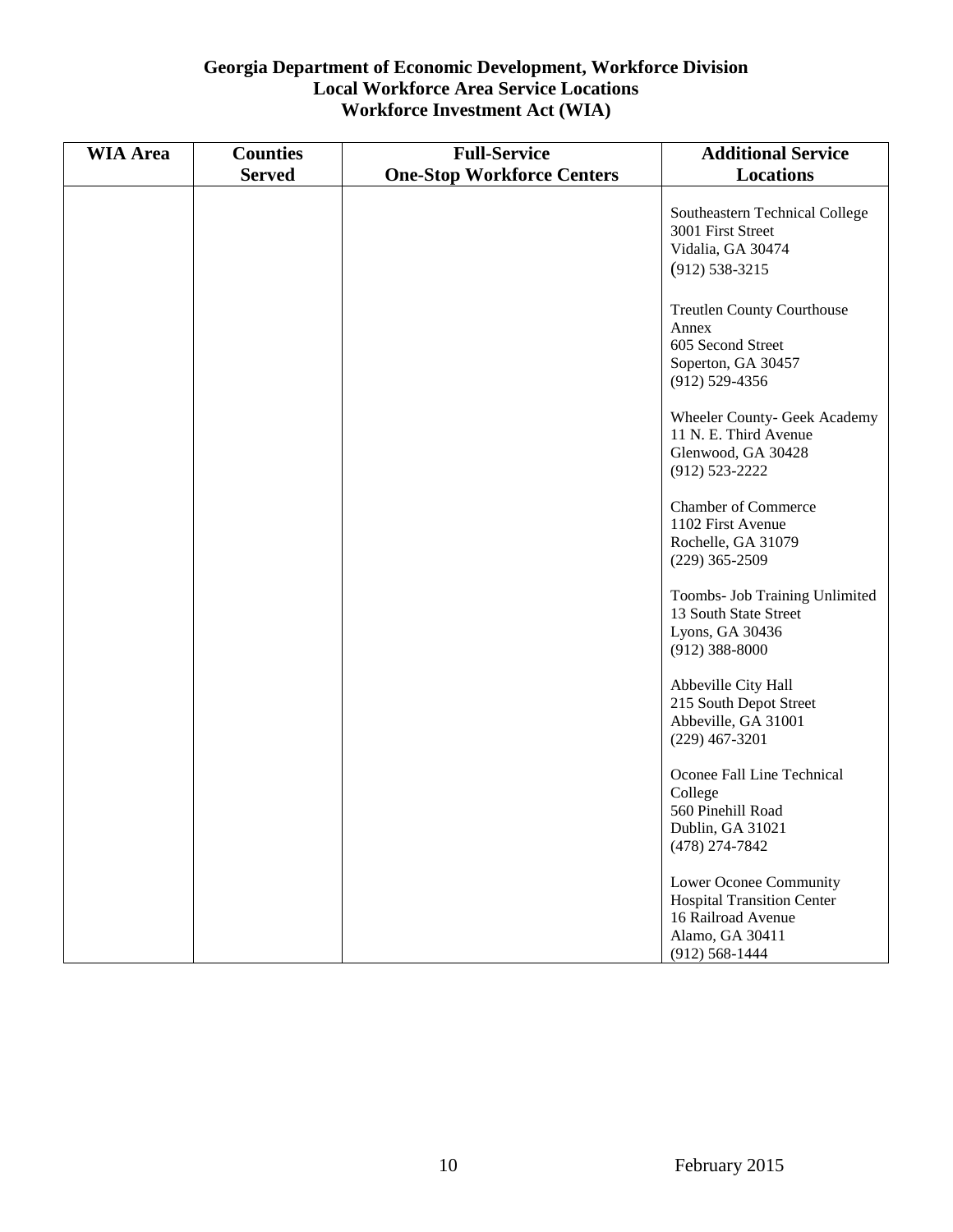**Georgia Department of Economic Development, Workforce Division**
**Local Workforce Area Service Locations**
**Workforce Investment Act (WIA)**

| WIA Area | Counties Served | Full-Service One-Stop Workforce Centers | Additional Service Locations |
|---|---|---|---|
| | | | Southeastern Technical College<br>3001 First Street<br>Vidalia, GA 30474<br>(912) 538-3215<br><br>Treutlen County Courthouse Annex<br>605 Second Street<br>Soperton, GA 30457<br>(912) 529-4356<br><br>Wheeler County- Geek Academy<br>11 N. E. Third Avenue<br>Glenwood, GA 30428<br>(912) 523-2222<br><br>Chamber of Commerce<br>1102 First Avenue<br>Rochelle, GA 31079<br>(229) 365-2509<br><br>Toombs- Job Training Unlimited<br>13 South State Street<br>Lyons, GA 30436<br>(912) 388-8000<br><br>Abbeville City Hall<br>215 South Depot Street<br>Abbeville, GA 31001<br>(229) 467-3201<br><br>Oconee Fall Line Technical College<br>560 Pinehill Road<br>Dublin, GA 31021<br>(478) 274-7842<br><br>Lower Oconee Community Hospital Transition Center<br>16 Railroad Avenue<br>Alamo, GA 30411<br>(912) 568-1444 |

February 2015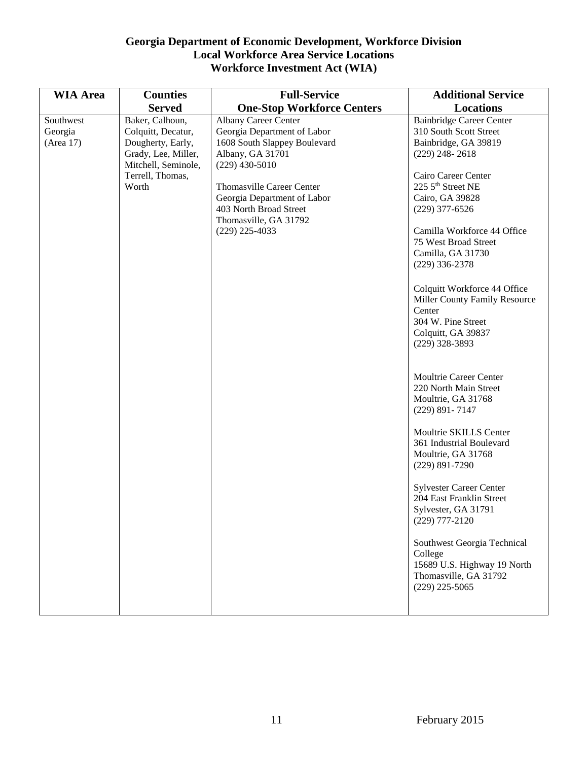**Georgia Department of Economic Development, Workforce Division**
**Local Workforce Area Service Locations**
**Workforce Investment Act (WIA)**

| WIA Area | Counties Served | Full-Service One-Stop Workforce Centers | Additional Service Locations |
|---|---|---|---|
| Southwest Georgia (Area 17) | Baker, Calhoun, Colquitt, Decatur, Dougherty, Early, Grady, Lee, Miller, Mitchell, Seminole, Terrell, Thomas, Worth | Albany Career Center<br>Georgia Department of Labor<br>1608 South Slappey Boulevard<br>Albany, GA 31701<br>(229) 430-5010<br><br>Thomasville Career Center<br>Georgia Department of Labor<br>403 North Broad Street<br>Thomasville, GA 31792<br>(229) 225-4033 | Bainbridge Career Center<br>310 South Scott Street<br>Bainbridge, GA 39819<br>(229) 248- 2618<br><br>Cairo Career Center<br>225 5th Street NE<br>Cairo, GA 39828<br>(229) 377-6526<br><br>Camilla Workforce 44 Office<br>75 West Broad Street<br>Camilla, GA 31730<br>(229) 336-2378<br><br>Colquitt Workforce 44 Office<br>Miller County Family Resource Center<br>304 W. Pine Street<br>Colquitt, GA 39837<br>(229) 328-3893<br><br>Moultrie Career Center<br>220 North Main Street<br>Moultrie, GA 31768<br>(229) 891- 7147<br><br>Moultrie SKILLS Center<br>361 Industrial Boulevard<br>Moultrie, GA 31768<br>(229) 891-7290<br><br>Sylvester Career Center<br>204 East Franklin Street<br>Sylvester, GA 31791<br>(229) 777-2120<br><br>Southwest Georgia Technical College<br>15689 U.S. Highway 19 North<br>Thomasville, GA 31792<br>(229) 225-5065 |

February 2015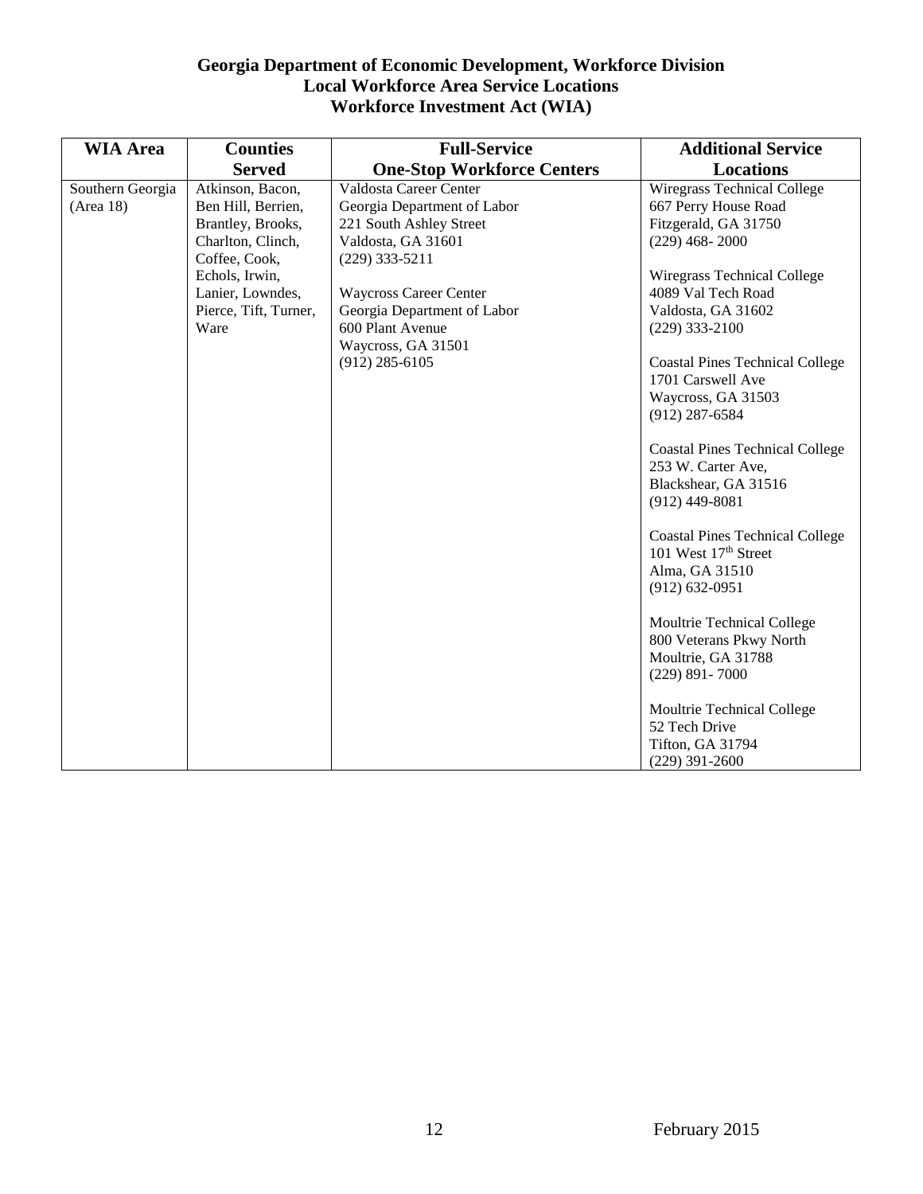**Georgia Department of Economic Development, Workforce Division**
**Local Workforce Area Service Locations**
**Workforce Investment Act (WIA)**

| WIA Area | Counties Served | Full-Service One-Stop Workforce Centers | Additional Service Locations |
|---|---|---|---|
| Southern Georgia (Area 18) | Atkinson, Bacon, Ben Hill, Berrien, Brantley, Brooks, Charlton, Clinch, Coffee, Cook, Echols, Irwin, Lanier, Lowndes, Pierce, Tift, Turner, Ware | Valdosta Career Center<br>Georgia Department of Labor<br>221 South Ashley Street<br>Valdosta, GA 31601<br>(229) 333-5211<br><br>Waycross Career Center<br>Georgia Department of Labor<br>600 Plant Avenue<br>Waycross, GA 31501<br>(912) 285-6105 | Wiregrass Technical College<br>667 Perry House Road<br>Fitzgerald, GA 31750<br>(229) 468- 2000<br><br>Wiregrass Technical College<br>4089 Val Tech Road<br>Valdosta, GA 31602<br>(229) 333-2100<br><br>Coastal Pines Technical College<br>1701 Carswell Ave<br>Waycross, GA 31503<br>(912) 287-6584<br><br>Coastal Pines Technical College<br>253 W. Carter Ave,<br>Blackshear, GA 31516<br>(912) 449-8081<br><br>Coastal Pines Technical College<br>101 West 17th Street<br>Alma, GA 31510<br>(912) 632-0951<br><br>Moultrie Technical College<br>800 Veterans Pkwy North<br>Moultrie, GA 31788<br>(229) 891- 7000<br><br>Moultrie Technical College<br>52 Tech Drive<br>Tifton, GA 31794<br>(229) 391-2600 |

February 2015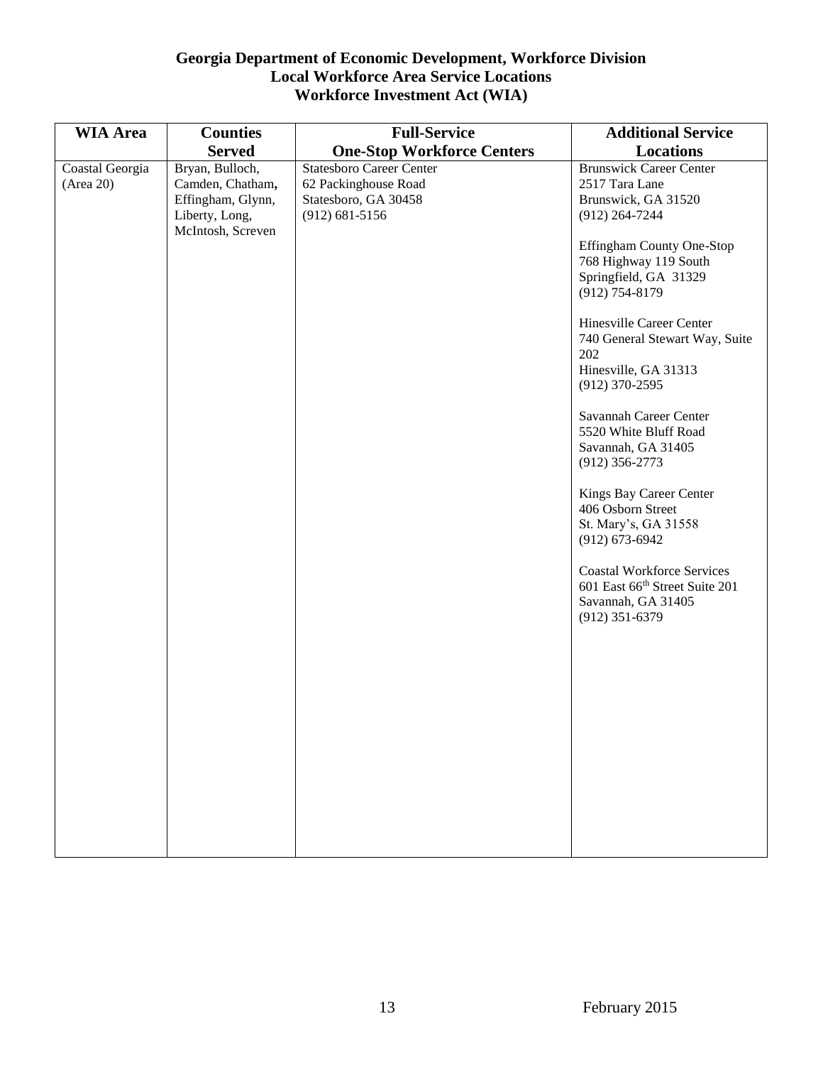**Georgia Department of Economic Development, Workforce Division**
**Local Workforce Area Service Locations**
**Workforce Investment Act (WIA)**

| WIA Area | Counties Served | Full-Service One-Stop Workforce Centers | Additional Service Locations |
|---|---|---|---|
| Coastal Georgia (Area 20) | Bryan, Bulloch, Camden, Chatham, Effingham, Glynn, Liberty, Long, McIntosh, Screven | Statesboro Career Center<br>62 Packinghouse Road<br>Statesboro, GA 30458<br>(912) 681-5156 | Brunswick Career Center<br>2517 Tara Lane<br>Brunswick, GA 31520<br>(912) 264-7244<br><br>Effingham County One-Stop<br>768 Highway 119 South<br>Springfield, GA 31329<br>(912) 754-8179<br><br>Hinesville Career Center<br>740 General Stewart Way, Suite 202<br>Hinesville, GA 31313<br>(912) 370-2595<br><br>Savannah Career Center<br>5520 White Bluff Road<br>Savannah, GA 31405<br>(912) 356-2773<br><br>Kings Bay Career Center<br>406 Osborn Street<br>St. Mary's, GA 31558<br>(912) 673-6942<br><br>Coastal Workforce Services<br>601 East 66th Street Suite 201<br>Savannah, GA 31405<br>(912) 351-6379 |

February 2015